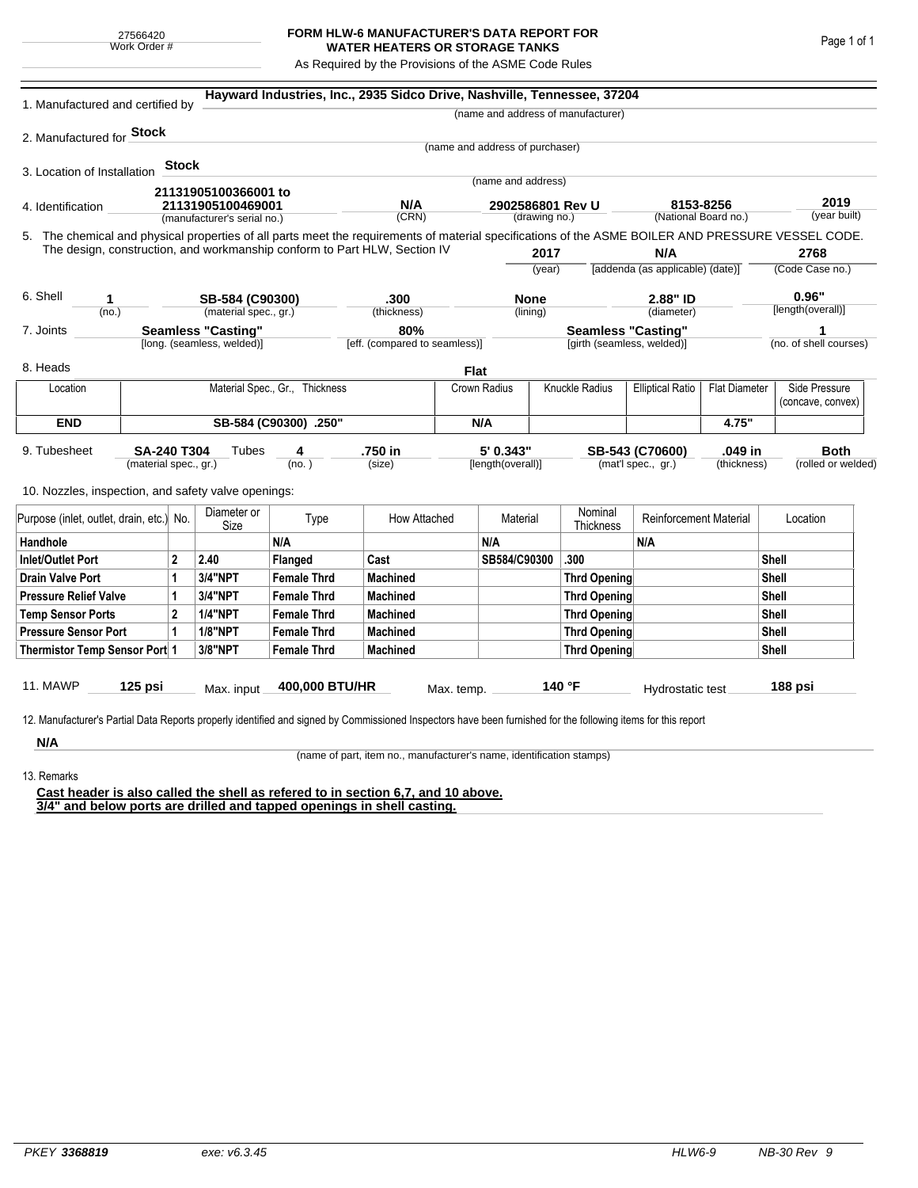27566420
Work Order #

# FORM HLW-6 MANUFACTURER'S DATA REPORT FOR WATER HEATERS OR STORAGE TANKS

As Required by the Provisions of the ASME Code Rules

1. Manufactured and certified by **Hayward Industries, Inc., 2935 Sidco Drive, Nashville, Tennessee, 37204**
(name and address of manufacturer)

2. Manufactured for **Stock**
(name and address of purchaser)

3. Location of Installation **Stock**
(name and address)

4. Identification **21131905100366001 to 21131905100469001** (manufacturer's serial no.) **N/A** (CRN) **2902586801 Rev U** (drawing no.) **8153-8256** (National Board no.) **2019** (year built)

5. The chemical and physical properties of all parts meet the requirements of material specifications of the ASME BOILER AND PRESSURE VESSEL CODE. The design, construction, and workmanship conform to Part HLW, Section IV **2017** (year) **N/A** [addenda (as applicable) (date)] **2768** (Code Case no.)

6. Shell **1** (no.) **SB-584 (C90300)** (material spec., gr.) **.300** (thickness) **None** (lining) **2.88" ID** (diameter) **0.96"** [length(overall)]

7. Joints **Seamless "Casting"** [long. (seamless, welded)] **80%** [eff. (compared to seamless)] **Seamless "Casting"** [girth (seamless, welded)] **1** (no. of shell courses)

8. Heads **Flat**

| Location | Material Spec., Gr., Thickness | Crown Radius | Knuckle Radius | Elliptical Ratio | Flat Diameter | Side Pressure (concave, convex) |
|---|---|---|---|---|---|---|
| **END** | **SB-584 (C90300) .250"** | **N/A** | | | **4.75"** | |

9. Tubesheet **SA-240 T304** (material spec., gr.) Tubes **4** (no.) **.750 in** (size) **5' 0.343"** [length(overall)] **SB-543 (C70600)** (mat'l spec., gr.) **.049 in** (thickness) **Both** (rolled or welded)

10. Nozzles, inspection, and safety valve openings:

| Purpose (inlet, outlet, drain, etc.) | No. | Diameter or Size | Type | How Attached | Material | Nominal Thickness | Reinforcement Material | Location |
|---|---|---|---|---|---|---|---|---|
| **Handhole** | | | **N/A** | | **N/A** | | **N/A** | |
| **Inlet/Outlet Port** | **2** | **2.40** | **Flanged** | **Cast** | **SB584/C90300** | **.300** | | **Shell** |
| **Drain Valve Port** | **1** | **3/4"NPT** | **Female Thrd** | **Machined** | | **Thrd Opening** | | **Shell** |
| **Pressure Relief Valve** | **1** | **3/4"NPT** | **Female Thrd** | **Machined** | | **Thrd Opening** | | **Shell** |
| **Temp Sensor Ports** | **2** | **1/4"NPT** | **Female Thrd** | **Machined** | | **Thrd Opening** | | **Shell** |
| **Pressure Sensor Port** | **1** | **1/8"NPT** | **Female Thrd** | **Machined** | | **Thrd Opening** | | **Shell** |
| **Thermistor Temp Sensor Port** | **1** | **3/8"NPT** | **Female Thrd** | **Machined** | | **Thrd Opening** | | **Shell** |

11. MAWP **125 psi** Max. input **400,000 BTU/HR** Max. temp. **140 °F** Hydrostatic test **188 psi**

12. Manufacturer's Partial Data Reports properly identified and signed by Commissioned Inspectors have been furnished for the following items for this report

**N/A**
(name of part, item no., manufacturer's name, identification stamps)

13. Remarks

**Cast header is also called the shell as refered to in section 6,7, and 10 above.**
**3/4" and below ports are drilled and tapped openings in shell casting.**

PKEY **3368819** exe: v6.3.45 HLW6-9 NB-30 Rev 9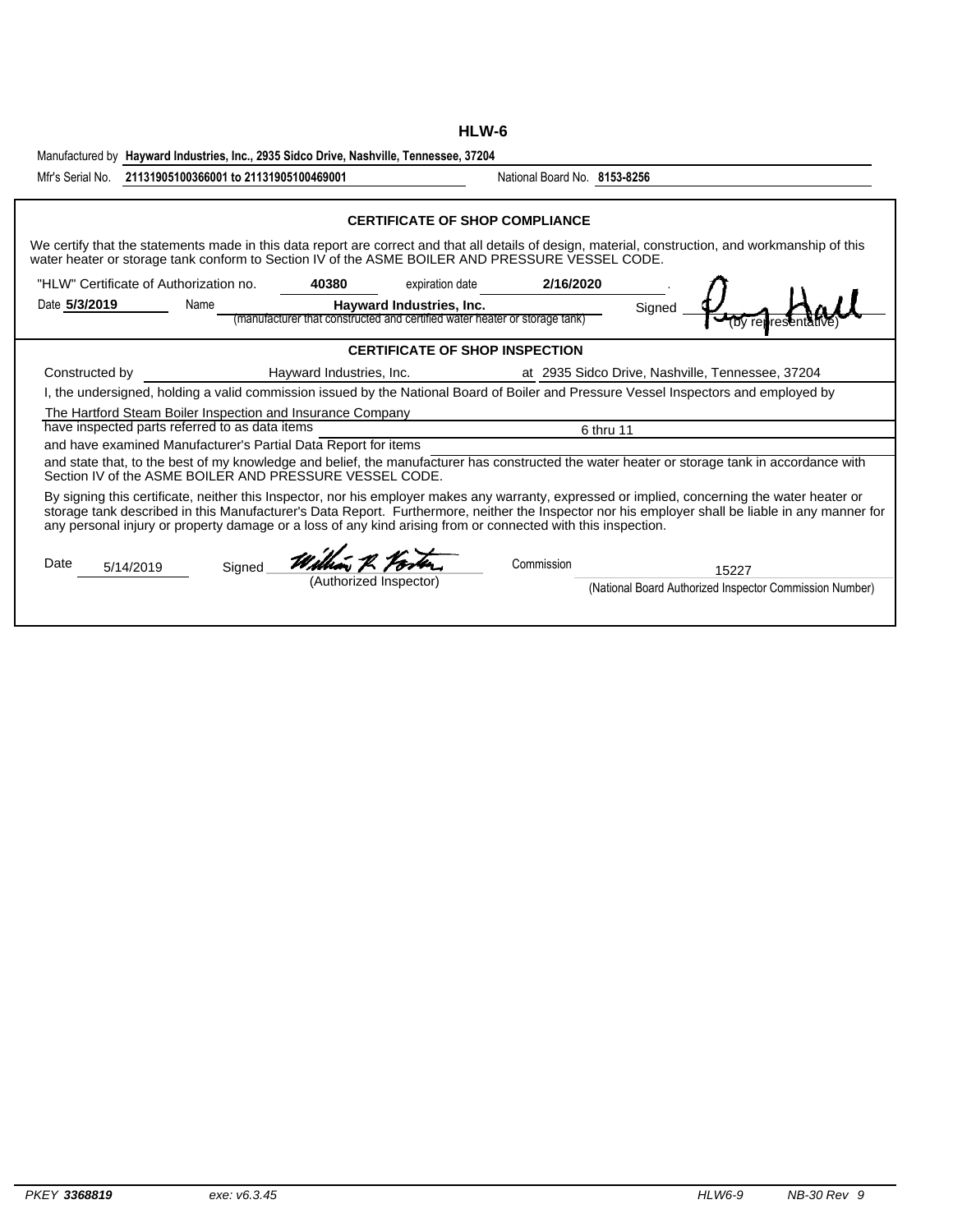# HLW-6

Manufactured by **Hayward Industries, Inc., 2935 Sidco Drive, Nashville, Tennessee, 37204**

Mfr's Serial No. **21131905100366001 to 21131905100469001** National Board No. **8153-8256**

## CERTIFICATE OF SHOP COMPLIANCE

We certify that the statements made in this data report are correct and that all details of design, material, construction, and workmanship of this water heater or storage tank conform to Section IV of the ASME BOILER AND PRESSURE VESSEL CODE.

"HLW" Certificate of Authorization no. **40380** expiration date **2/16/2020**

Date **5/3/2019** Name **Hayward Industries, Inc.** (manufacturer that constructed and certified water heater or storage tank) Signed (by representative)

## CERTIFICATE OF SHOP INSPECTION

Constructed by Hayward Industries, Inc. at 2935 Sidco Drive, Nashville, Tennessee, 37204

I, the undersigned, holding a valid commission issued by the National Board of Boiler and Pressure Vessel Inspectors and employed by The Hartford Steam Boiler Inspection and Insurance Company

have inspected parts referred to as data items 6 thru 11

and have examined Manufacturer's Partial Data Report for items

and state that, to the best of my knowledge and belief, the manufacturer has constructed the water heater or storage tank in accordance with Section IV of the ASME BOILER AND PRESSURE VESSEL CODE.

By signing this certificate, neither this Inspector, nor his employer makes any warranty, expressed or implied, concerning the water heater or storage tank described in this Manufacturer's Data Report. Furthermore, neither the Inspector nor his employer shall be liable in any manner for any personal injury or property damage or a loss of any kind arising from or connected with this inspection.

Date 5/14/2019 Signed (Authorized Inspector) Commission 15227 (National Board Authorized Inspector Commission Number)

*PKEY 3368819* *exe: v6.3.45* *HLW6-9* *NB-30 Rev 9*